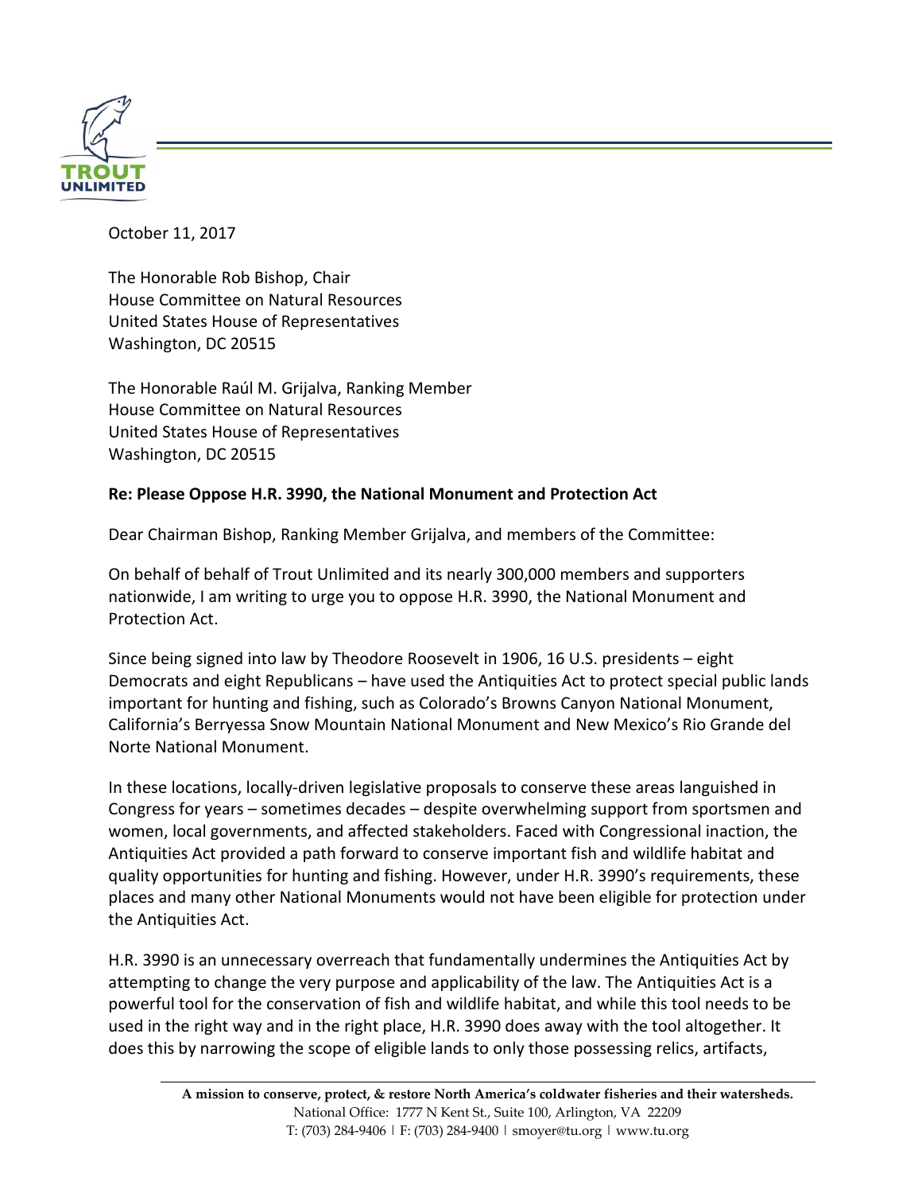October 11, 2017

The Honorable Rob Bishop, Chair
House Committee on Natural Resources
United States House of Representatives
Washington, DC 20515

The Honorable Raúl M. Grijalva, Ranking Member
House Committee on Natural Resources
United States House of Representatives
Washington, DC 20515

**Re: Please Oppose H.R. 3990, the National Monument and Protection Act**

Dear Chairman Bishop, Ranking Member Grijalva, and members of the Committee:

On behalf of behalf of Trout Unlimited and its nearly 300,000 members and supporters nationwide, I am writing to urge you to oppose H.R. 3990, the National Monument and Protection Act.

Since being signed into law by Theodore Roosevelt in 1906, 16 U.S. presidents – eight Democrats and eight Republicans – have used the Antiquities Act to protect special public lands important for hunting and fishing, such as Colorado's Browns Canyon National Monument, California's Berryessa Snow Mountain National Monument and New Mexico's Rio Grande del Norte National Monument.

In these locations, locally-driven legislative proposals to conserve these areas languished in Congress for years – sometimes decades – despite overwhelming support from sportsmen and women, local governments, and affected stakeholders. Faced with Congressional inaction, the Antiquities Act provided a path forward to conserve important fish and wildlife habitat and quality opportunities for hunting and fishing. However, under H.R. 3990's requirements, these places and many other National Monuments would not have been eligible for protection under the Antiquities Act.

H.R. 3990 is an unnecessary overreach that fundamentally undermines the Antiquities Act by attempting to change the very purpose and applicability of the law. The Antiquities Act is a powerful tool for the conservation of fish and wildlife habitat, and while this tool needs to be used in the right way and in the right place, H.R. 3990 does away with the tool altogether. It does this by narrowing the scope of eligible lands to only those possessing relics, artifacts,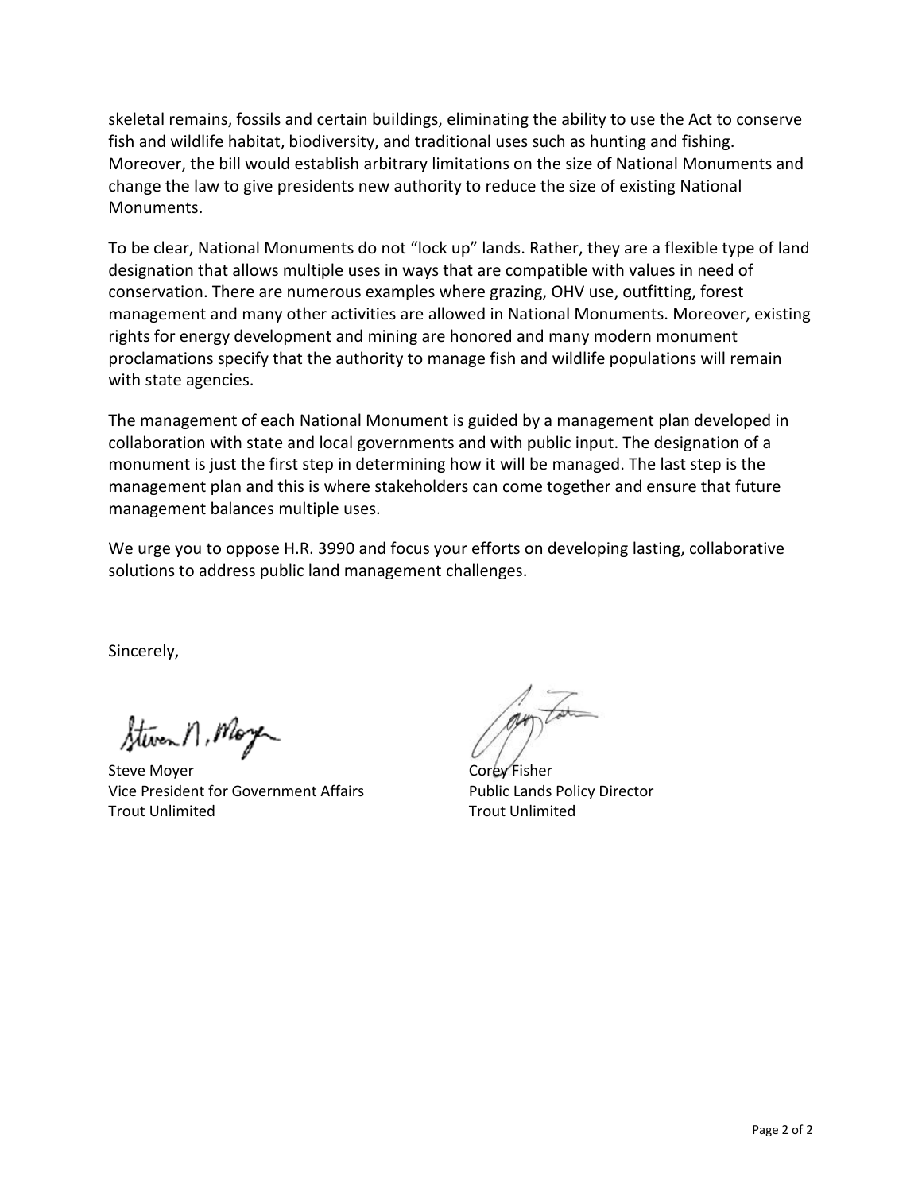skeletal remains, fossils and certain buildings, eliminating the ability to use the Act to conserve fish and wildlife habitat, biodiversity, and traditional uses such as hunting and fishing. Moreover, the bill would establish arbitrary limitations on the size of National Monuments and change the law to give presidents new authority to reduce the size of existing National Monuments.

To be clear, National Monuments do not "lock up" lands. Rather, they are a flexible type of land designation that allows multiple uses in ways that are compatible with values in need of conservation. There are numerous examples where grazing, OHV use, outfitting, forest management and many other activities are allowed in National Monuments. Moreover, existing rights for energy development and mining are honored and many modern monument proclamations specify that the authority to manage fish and wildlife populations will remain with state agencies.

The management of each National Monument is guided by a management plan developed in collaboration with state and local governments and with public input. The designation of a monument is just the first step in determining how it will be managed. The last step is the management plan and this is where stakeholders can come together and ensure that future management balances multiple uses.

We urge you to oppose H.R. 3990 and focus your efforts on developing lasting, collaborative solutions to address public land management challenges.

Sincerely,

Steve Moyer
Vice President for Government Affairs
Trout Unlimited

Corey Fisher
Public Lands Policy Director
Trout Unlimited